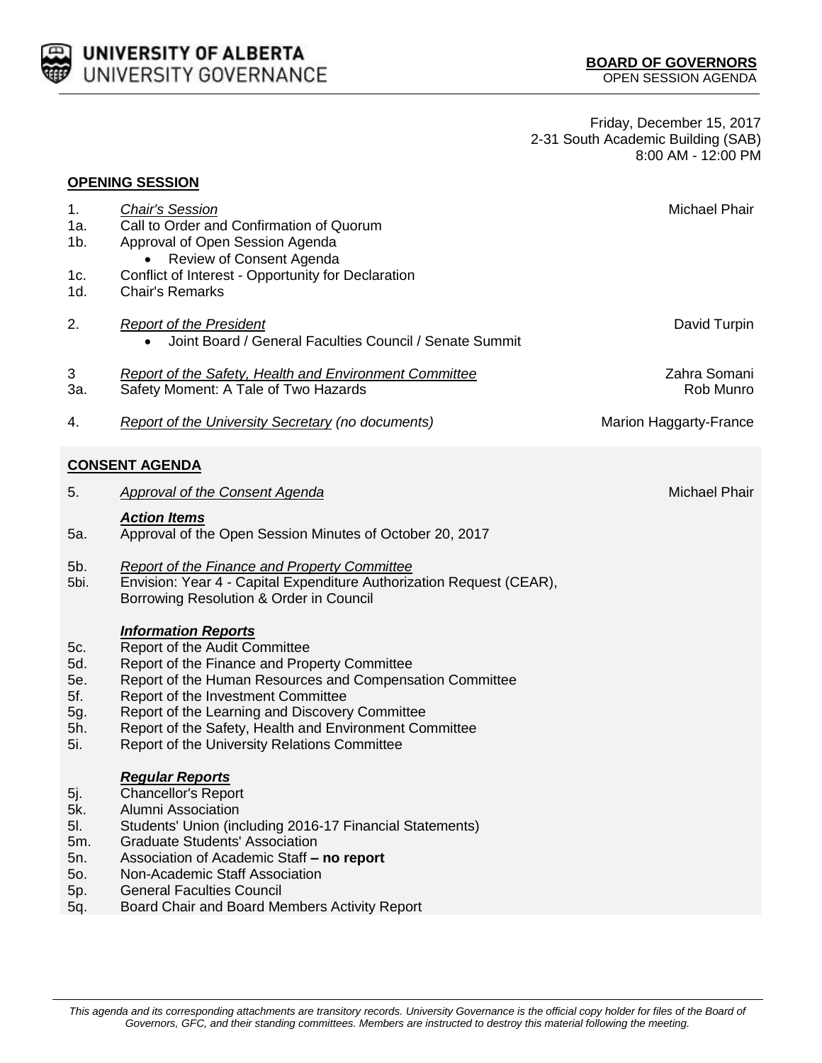UNIVERSITY OF ALBERTA
UNIVERSITY GOVERNANCE

**BOARD OF GOVERNORS**
OPEN SESSION AGENDA

Friday, December 15, 2017
2-31 South Academic Building (SAB)
8:00 AM - 12:00 PM

## OPENING SESSION

| | | |
|---|---|---|
| 1. | *Chair's Session* | Michael Phair |
| 1a. | Call to Order and Confirmation of Quorum | |
| 1b. | Approval of Open Session Agenda<br>• Review of Consent Agenda | |
| 1c. | Conflict of Interest - Opportunity for Declaration | |
| 1d. | Chair's Remarks | |
| 2. | *Report of the President*<br>• Joint Board / General Faculties Council / Senate Summit | David Turpin |
| 3 | *Report of the Safety, Health and Environment Committee* | Zahra Somani |
| 3a. | Safety Moment: A Tale of Two Hazards | Rob Munro |
| 4. | *Report of the University Secretary (no documents)* | Marion Haggarty-France |

## CONSENT AGENDA

| | | |
|---|---|---|
| 5. | *Approval of the Consent Agenda* | Michael Phair |
| | ***Action Items*** | |
| 5a. | Approval of the Open Session Minutes of October 20, 2017 | |
| 5b. | *Report of the Finance and Property Committee* | |
| 5bi. | Envision: Year 4 - Capital Expenditure Authorization Request (CEAR), Borrowing Resolution & Order in Council | |
| | ***Information Reports*** | |
| 5c. | Report of the Audit Committee | |
| 5d. | Report of the Finance and Property Committee | |
| 5e. | Report of the Human Resources and Compensation Committee | |
| 5f. | Report of the Investment Committee | |
| 5g. | Report of the Learning and Discovery Committee | |
| 5h. | Report of the Safety, Health and Environment Committee | |
| 5i. | Report of the University Relations Committee | |
| | ***Regular Reports*** | |
| 5j. | Chancellor's Report | |
| 5k. | Alumni Association | |
| 5l. | Students' Union (including 2016-17 Financial Statements) | |
| 5m. | Graduate Students' Association | |
| 5n. | Association of Academic Staff **– no report** | |
| 5o. | Non-Academic Staff Association | |
| 5p. | General Faculties Council | |
| 5q. | Board Chair and Board Members Activity Report | |

*This agenda and its corresponding attachments are transitory records. University Governance is the official copy holder for files of the Board of Governors, GFC, and their standing committees. Members are instructed to destroy this material following the meeting.*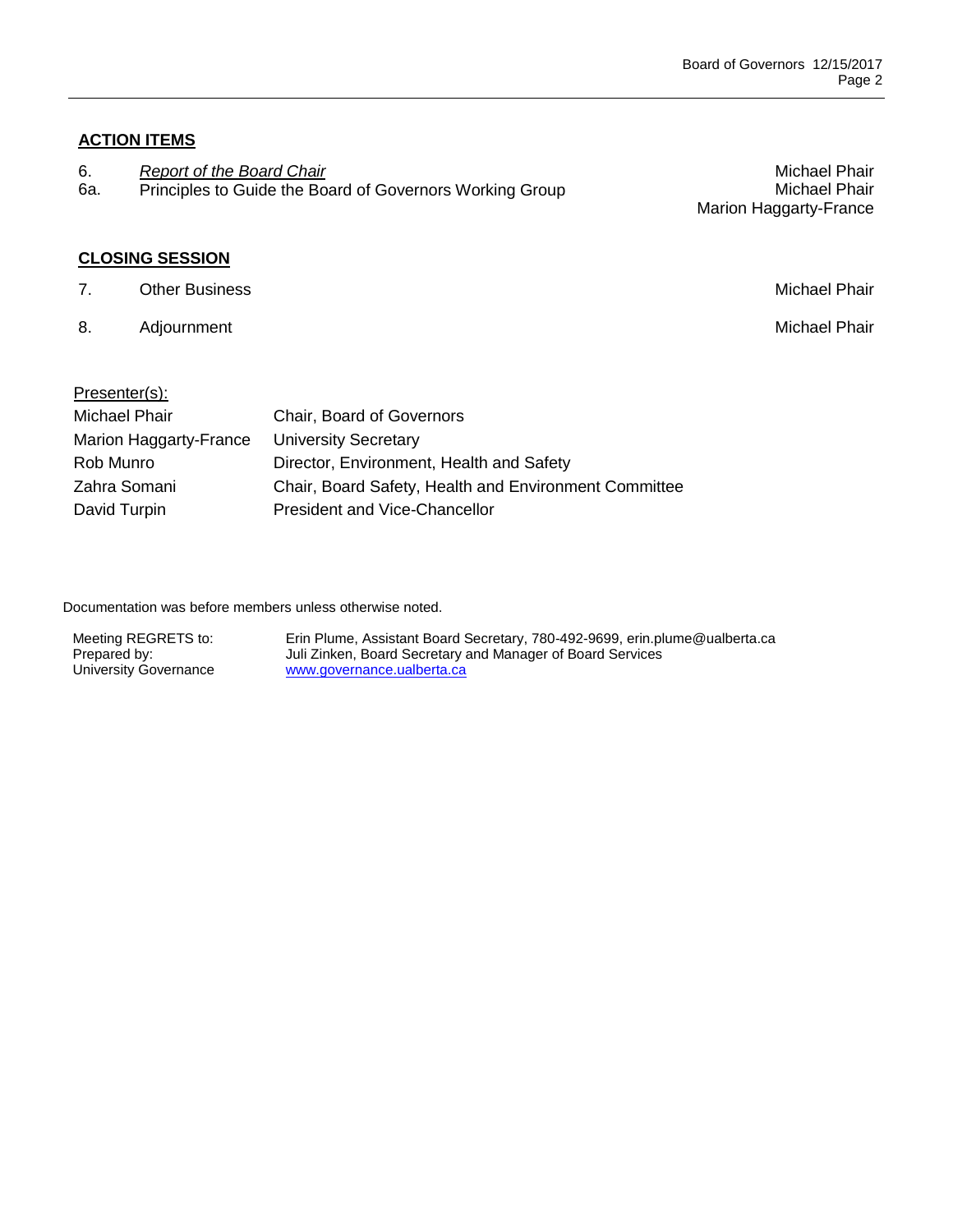**ACTION ITEMS**

| | | |
|---|---|---|
| 6. | *Report of the Board Chair* | Michael Phair |
| 6a. | Principles to Guide the Board of Governors Working Group | Michael Phair<br>Marion Haggarty-France |

**CLOSING SESSION**

| | | |
|---|---|---|
| 7. | Other Business | Michael Phair |
| 8. | Adjournment | Michael Phair |

Presenter(s):

| | |
|---|---|
| Michael Phair | Chair, Board of Governors |
| Marion Haggarty-France | University Secretary |
| Rob Munro | Director, Environment, Health and Safety |
| Zahra Somani | Chair, Board Safety, Health and Environment Committee |
| David Turpin | President and Vice-Chancellor |

Documentation was before members unless otherwise noted.

| | |
|---|---|
| Meeting REGRETS to: | Erin Plume, Assistant Board Secretary, 780-492-9699, erin.plume@ualberta.ca |
| Prepared by: | Juli Zinken, Board Secretary and Manager of Board Services |
| University Governance | www.governance.ualberta.ca |